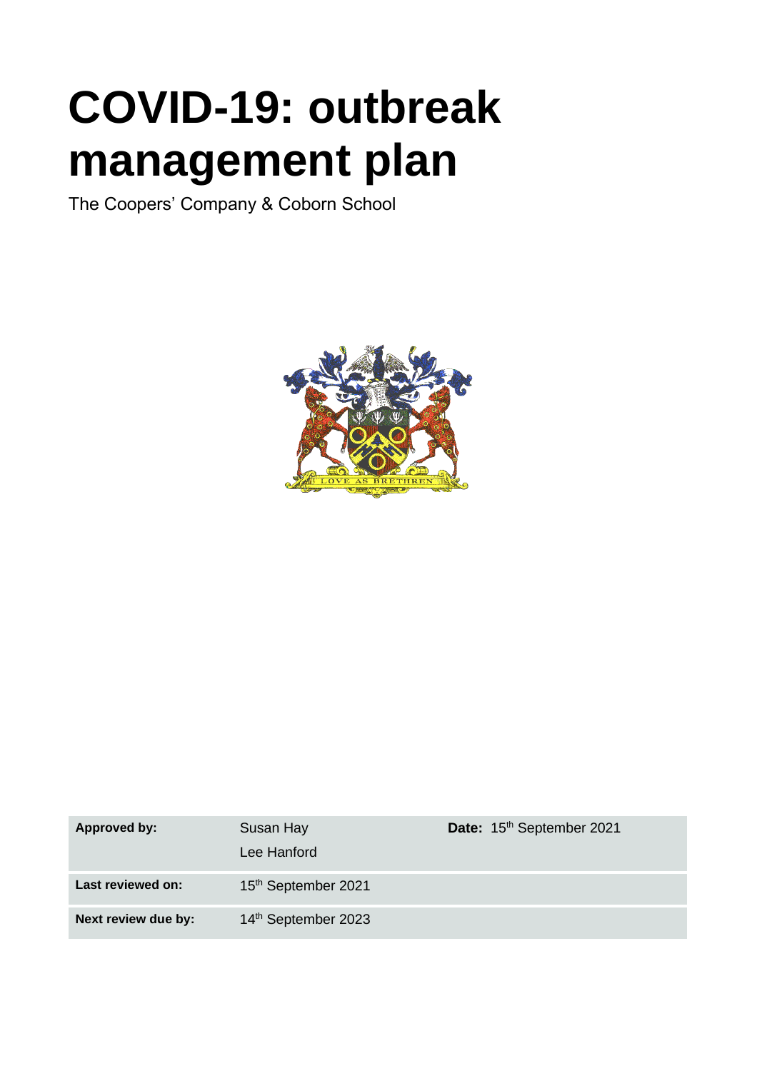# COVID-19: outbreak management plan

The Coopers' Company & Coborn School

| **Approved by:** | Susan Hay<br>Lee Hanford | **Date:** 15th September 2021 |
| --- | --- | --- |
| **Last reviewed on:** | 15th September 2021 | |
| **Next review due by:** | 14th September 2023 | |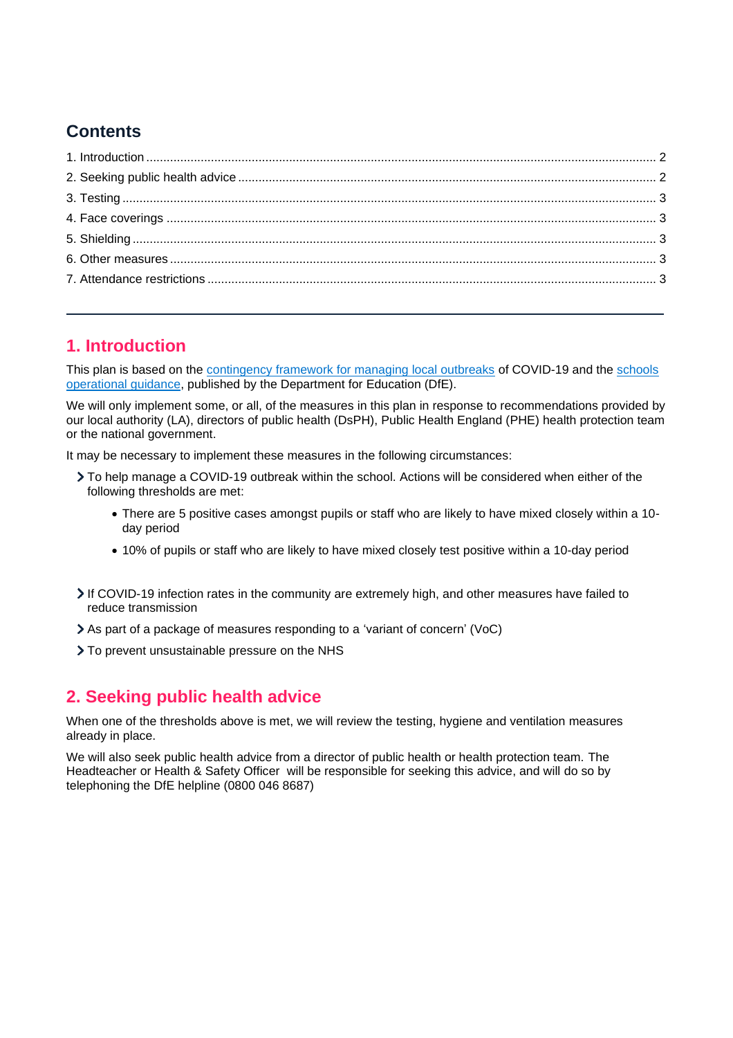## Contents

1. Introduction ........ 2
2. Seeking public health advice ........ 2
3. Testing ........ 3
4. Face coverings ........ 3
5. Shielding ........ 3
6. Other measures ........ 3
7. Attendance restrictions ........ 3

---

## 1. Introduction

This plan is based on the [contingency framework for managing local outbreaks] of COVID-19 and the [schools operational guidance], published by the Department for Education (DfE).

We will only implement some, or all, of the measures in this plan in response to recommendations provided by our local authority (LA), directors of public health (DsPH), Public Health England (PHE) health protection team or the national government.

It may be necessary to implement these measures in the following circumstances:

- To help manage a COVID-19 outbreak within the school. Actions will be considered when either of the following thresholds are met:
  - There are 5 positive cases amongst pupils or staff who are likely to have mixed closely within a 10-day period
  - 10% of pupils or staff who are likely to have mixed closely test positive within a 10-day period
- If COVID-19 infection rates in the community are extremely high, and other measures have failed to reduce transmission
- As part of a package of measures responding to a 'variant of concern' (VoC)
- To prevent unsustainable pressure on the NHS

## 2. Seeking public health advice

When one of the thresholds above is met, we will review the testing, hygiene and ventilation measures already in place.

We will also seek public health advice from a director of public health or health protection team. The Headteacher or Health & Safety Officer will be responsible for seeking this advice, and will do so by telephoning the DfE helpline (0800 046 8687)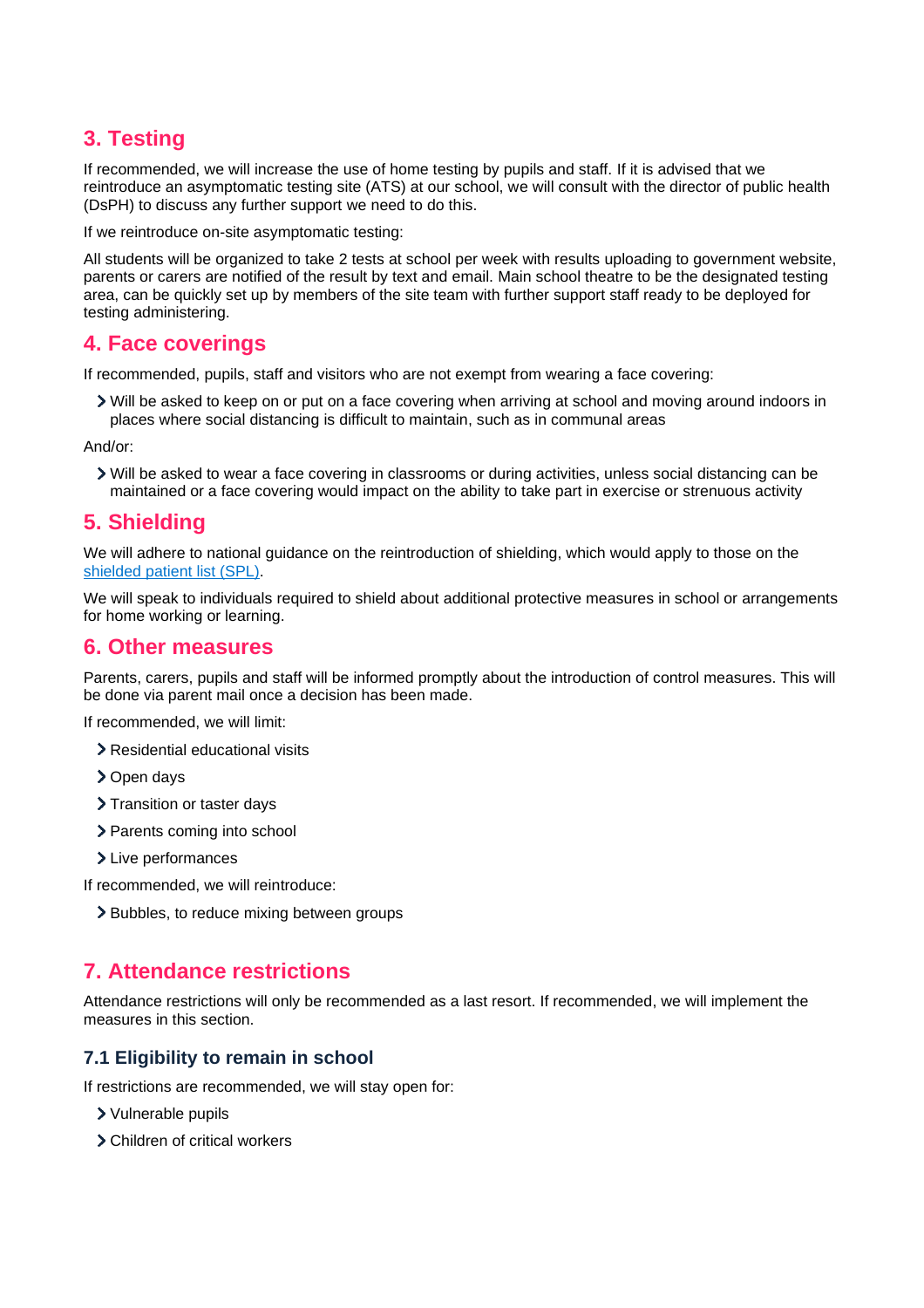## 3. Testing

If recommended, we will increase the use of home testing by pupils and staff. If it is advised that we reintroduce an asymptomatic testing site (ATS) at our school, we will consult with the director of public health (DsPH) to discuss any further support we need to do this.

If we reintroduce on-site asymptomatic testing:

All students will be organized to take 2 tests at school per week with results uploading to government website, parents or carers are notified of the result by text and email. Main school theatre to be the designated testing area, can be quickly set up by members of the site team with further support staff ready to be deployed for testing administering.

## 4. Face coverings

If recommended, pupils, staff and visitors who are not exempt from wearing a face covering:

- Will be asked to keep on or put on a face covering when arriving at school and moving around indoors in places where social distancing is difficult to maintain, such as in communal areas

And/or:

- Will be asked to wear a face covering in classrooms or during activities, unless social distancing can be maintained or a face covering would impact on the ability to take part in exercise or strenuous activity

## 5. Shielding

We will adhere to national guidance on the reintroduction of shielding, which would apply to those on the [shielded patient list (SPL)](#).

We will speak to individuals required to shield about additional protective measures in school or arrangements for home working or learning.

## 6. Other measures

Parents, carers, pupils and staff will be informed promptly about the introduction of control measures. This will be done via parent mail once a decision has been made.

If recommended, we will limit:

- Residential educational visits
- Open days
- Transition or taster days
- Parents coming into school
- Live performances

If recommended, we will reintroduce:

- Bubbles, to reduce mixing between groups

## 7. Attendance restrictions

Attendance restrictions will only be recommended as a last resort. If recommended, we will implement the measures in this section.

### 7.1 Eligibility to remain in school

If restrictions are recommended, we will stay open for:

- Vulnerable pupils
- Children of critical workers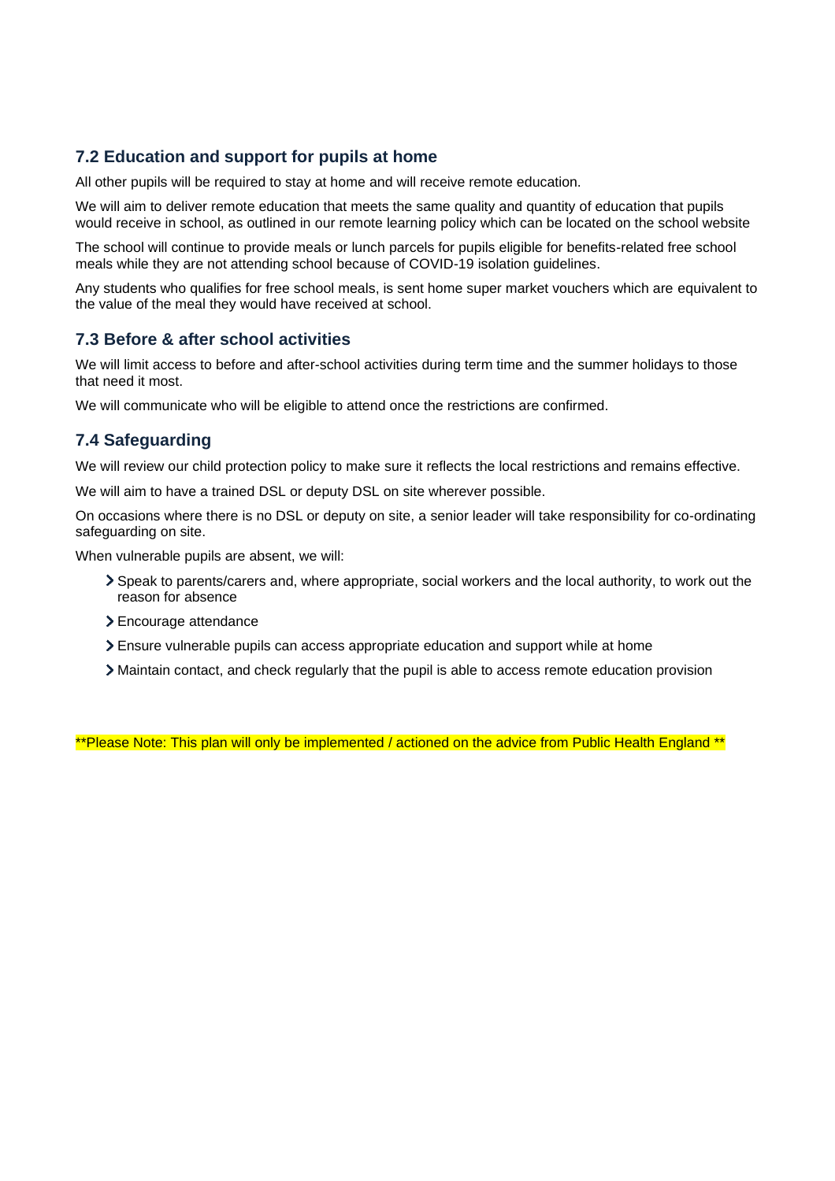### 7.2 Education and support for pupils at home

All other pupils will be required to stay at home and will receive remote education.

We will aim to deliver remote education that meets the same quality and quantity of education that pupils would receive in school, as outlined in our remote learning policy which can be located on the school website

The school will continue to provide meals or lunch parcels for pupils eligible for benefits-related free school meals while they are not attending school because of COVID-19 isolation guidelines.

Any students who qualifies for free school meals, is sent home super market vouchers which are equivalent to the value of the meal they would have received at school.

### 7.3 Before & after school activities

We will limit access to before and after-school activities during term time and the summer holidays to those that need it most.

We will communicate who will be eligible to attend once the restrictions are confirmed.

### 7.4 Safeguarding

We will review our child protection policy to make sure it reflects the local restrictions and remains effective.

We will aim to have a trained DSL or deputy DSL on site wherever possible.

On occasions where there is no DSL or deputy on site, a senior leader will take responsibility for co-ordinating safeguarding on site.

When vulnerable pupils are absent, we will:

- Speak to parents/carers and, where appropriate, social workers and the local authority, to work out the reason for absence
- Encourage attendance
- Ensure vulnerable pupils can access appropriate education and support while at home
- Maintain contact, and check regularly that the pupil is able to access remote education provision

**Please Note: This plan will only be implemented / actioned on the advice from Public Health England **